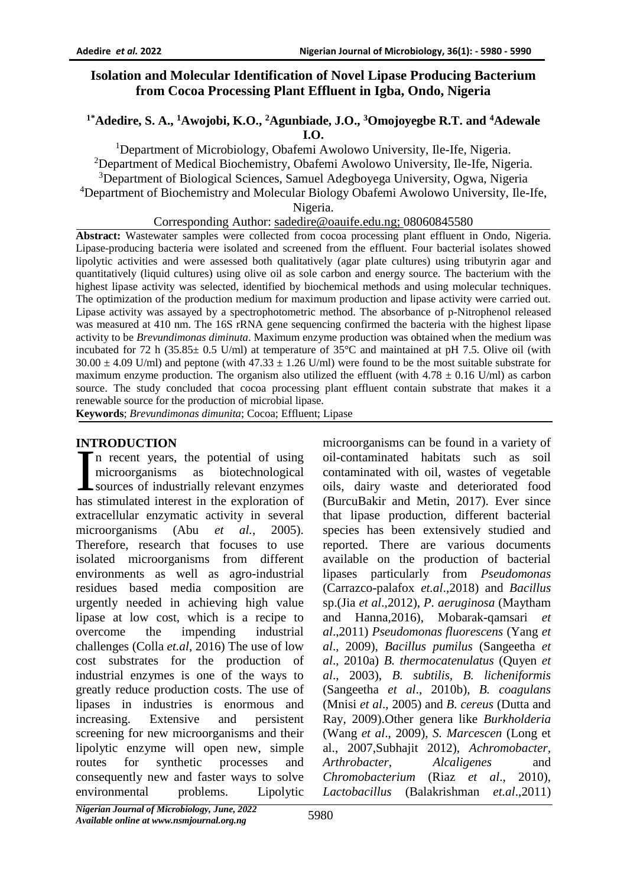# Isolation and Molecular Identification of Novel Lipase Producing Bacterium from Cocoa Processing Plant Effluent in Igba, Ondo, Nigeria

**[1*]Adedire, S. A., [1]Awojobi, K.O., [2]Agunbiade, J.O., [3]Omojoyegbe R.T. and [4]Adewale I.O.**

[1]Department of Microbiology, Obafemi Awolowo University, Ile-Ife, Nigeria.
[2]Department of Medical Biochemistry, Obafemi Awolowo University, Ile-Ife, Nigeria.
[3]Department of Biological Sciences, Samuel Adegboyega University, Ogwa, Nigeria
[4]Department of Biochemistry and Molecular Biology Obafemi Awolowo University, Ile-Ife, Nigeria.

Corresponding Author: sadedire@oauife.edu.ng; 08060845580

**Abstract:** Wastewater samples were collected from cocoa processing plant effluent in Ondo, Nigeria. Lipase-producing bacteria were isolated and screened from the effluent. Four bacterial isolates showed lipolytic activities and were assessed both qualitatively (agar plate cultures) using tributyrin agar and quantitatively (liquid cultures) using olive oil as sole carbon and energy source. The bacterium with the highest lipase activity was selected, identified by biochemical methods and using molecular techniques. The optimization of the production medium for maximum production and lipase activity were carried out. Lipase activity was assayed by a spectrophotometric method. The absorbance of p-Nitrophenol released was measured at 410 nm. The 16S rRNA gene sequencing confirmed the bacteria with the highest lipase activity to be *Brevundimonas diminuta*. Maximum enzyme production was obtained when the medium was incubated for 72 h (35.85± 0.5 U/ml) at temperature of 35°C and maintained at pH 7.5. Olive oil (with 30.00 ± 4.09 U/ml) and peptone (with 47.33 ± 1.26 U/ml) were found to be the most suitable substrate for maximum enzyme production. The organism also utilized the effluent (with 4.78 ± 0.16 U/ml) as carbon source. The study concluded that cocoa processing plant effluent contain substrate that makes it a renewable source for the production of microbial lipase.

**Keywords**; *Brevundimonas dimunita*; Cocoa; Effluent; Lipase

## INTRODUCTION

In recent years, the potential of using microorganisms as biotechnological sources of industrially relevant enzymes has stimulated interest in the exploration of extracellular enzymatic activity in several microorganisms (Abu *et al.*, 2005). Therefore, research that focuses to use isolated microorganisms from different environments as well as agro-industrial residues based media composition are urgently needed in achieving high value lipase at low cost, which is a recipe to overcome the impending industrial challenges (Colla *et.al*, 2016) The use of low cost substrates for the production of industrial enzymes is one of the ways to greatly reduce production costs. The use of lipases in industries is enormous and increasing. Extensive and persistent screening for new microorganisms and their lipolytic enzyme will open new, simple routes for synthetic processes and consequently new and faster ways to solve environmental problems. Lipolytic microorganisms can be found in a variety of oil-contaminated habitats such as soil contaminated with oil, wastes of vegetable oils, dairy waste and deteriorated food (BurcuBakir and Metin, 2017). Ever since that lipase production, different bacterial species has been extensively studied and reported. There are various documents available on the production of bacterial lipases particularly from *Pseudomonas* (Carrazco-palafox *et.al*.,2018) and *Bacillus* sp.(Jia *et al*.,2012), *P. aeruginosa* (Maytham and Hanna,2016), Mobarak-qamsari *et al*.,2011) *Pseudomonas fluorescens* (Yang *et al*., 2009), *Bacillus pumilus* (Sangeetha *et al*., 2010a) *B. thermocatenulatus* (Quyen *et al*., 2003), *B. subtilis, B. licheniformis* (Sangeetha *et al*., 2010b), *B. coagulans* (Mnisi *et al*., 2005) and *B. cereus* (Dutta and Ray, 2009).Other genera like *Burkholderia* (Wang *et al*., 2009), *S. Marcescen* (Long et al., 2007,Subhajit 2012), *Achromobacter, Arthrobacter, Alcaligenes* and *Chromobacterium* (Riaz *et al*., 2010), *Lactobacillus* (Balakrishman *et.al*.,2011)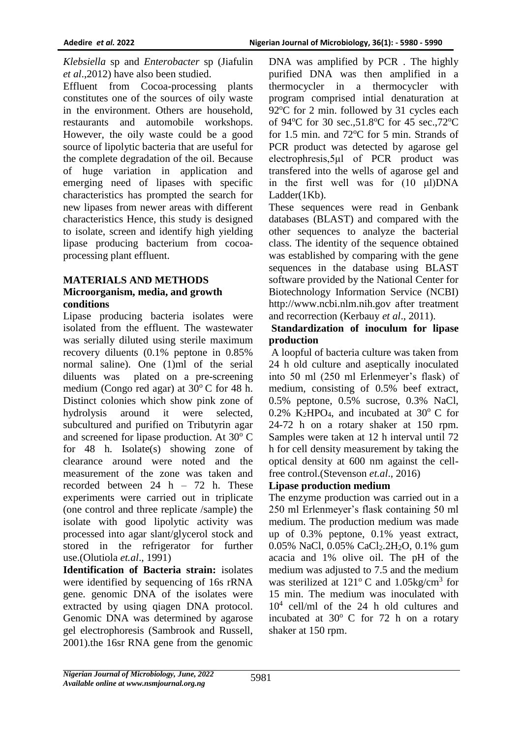*Klebsiella* sp and *Enterobacter* sp (Jiafulin *et al*.,2012) have also been studied.

Effluent from Cocoa-processing plants constitutes one of the sources of oily waste in the environment. Others are household, restaurants and automobile workshops. However, the oily waste could be a good source of lipolytic bacteria that are useful for the complete degradation of the oil. Because of huge variation in application and emerging need of lipases with specific characteristics has prompted the search for new lipases from newer areas with different characteristics Hence, this study is designed to isolate, screen and identify high yielding lipase producing bacterium from cocoa-processing plant effluent.

## MATERIALS AND METHODS

### Microorganism, media, and growth conditions

Lipase producing bacteria isolates were isolated from the effluent. The wastewater was serially diluted using sterile maximum recovery diluents (0.1% peptone in 0.85% normal saline). One (1)ml of the serial diluents was plated on a pre-screening medium (Congo red agar) at 30$^{o}$ C for 48 h. Distinct colonies which show pink zone of hydrolysis around it were selected, subcultured and purified on Tributyrin agar and screened for lipase production. At 30$^{o}$ C for 48 h. Isolate(s) showing zone of clearance around were noted and the measurement of the zone was taken and recorded between 24 h – 72 h. These experiments were carried out in triplicate (one control and three replicate /sample) the isolate with good lipolytic activity was processed into agar slant/glycerol stock and stored in the refrigerator for further use.(Olutiola *et.al*., 1991)

**Identification of Bacteria strain:** isolates were identified by sequencing of 16s rRNA gene. genomic DNA of the isolates were extracted by using qiagen DNA protocol. Genomic DNA was determined by agarose gel electrophoresis (Sambrook and Russell, 2001).the 16sr RNA gene from the genomic DNA was amplified by PCR . The highly purified DNA was then amplified in a thermocycler in a thermocycler with program comprised intial denaturation at 92$^{o}$C for 2 min. followed by 31 cycles each of 94$^{o}$C for 30 sec.,51.8$^{o}$C for 45 sec.,72$^{o}$C for 1.5 min. and 72$^{o}$C for 5 min. Strands of PCR product was detected by agarose gel electrophresis,5μl of PCR product was transfered into the wells of agarose gel and in the first well was for (10 μl)DNA Ladder(1Kb).

These sequences were read in Genbank databases (BLAST) and compared with the other sequences to analyze the bacterial class. The identity of the sequence obtained was established by comparing with the gene sequences in the database using BLAST software provided by the National Center for Biotechnology Information Service (NCBI) http://www.ncbi.nlm.nih.gov after treatment and recorrection (Kerbauy *et al*., 2011).

### Standardization of inoculum for lipase production

A loopful of bacteria culture was taken from 24 h old culture and aseptically inoculated into 50 ml (250 ml Erlenmeyer's flask) of medium, consisting of 0.5% beef extract, 0.5% peptone, 0.5% sucrose, 0.3% NaCl, 0.2% $K_2HPO_4$, and incubated at 30$^{o}$ C for 24-72 h on a rotary shaker at 150 rpm. Samples were taken at 12 h interval until 72 h for cell density measurement by taking the optical density at 600 nm against the cell-free control.(Stevenson *et.al*., 2016)

### Lipase production medium

The enzyme production was carried out in a 250 ml Erlenmeyer's flask containing 50 ml medium. The production medium was made up of 0.3% peptone, 0.1% yeast extract, 0.05% NaCl, 0.05% $CaCl_2.2H_2O$, 0.1% gum acacia and 1% olive oil. The pH of the medium was adjusted to 7.5 and the medium was sterilized at 121$^{o}$ C and 1.05kg/cm$^{3}$ for 15 min. The medium was inoculated with $10^{4}$ cell/ml of the 24 h old cultures and incubated at 30$^{o}$ C for 72 h on a rotary shaker at 150 rpm.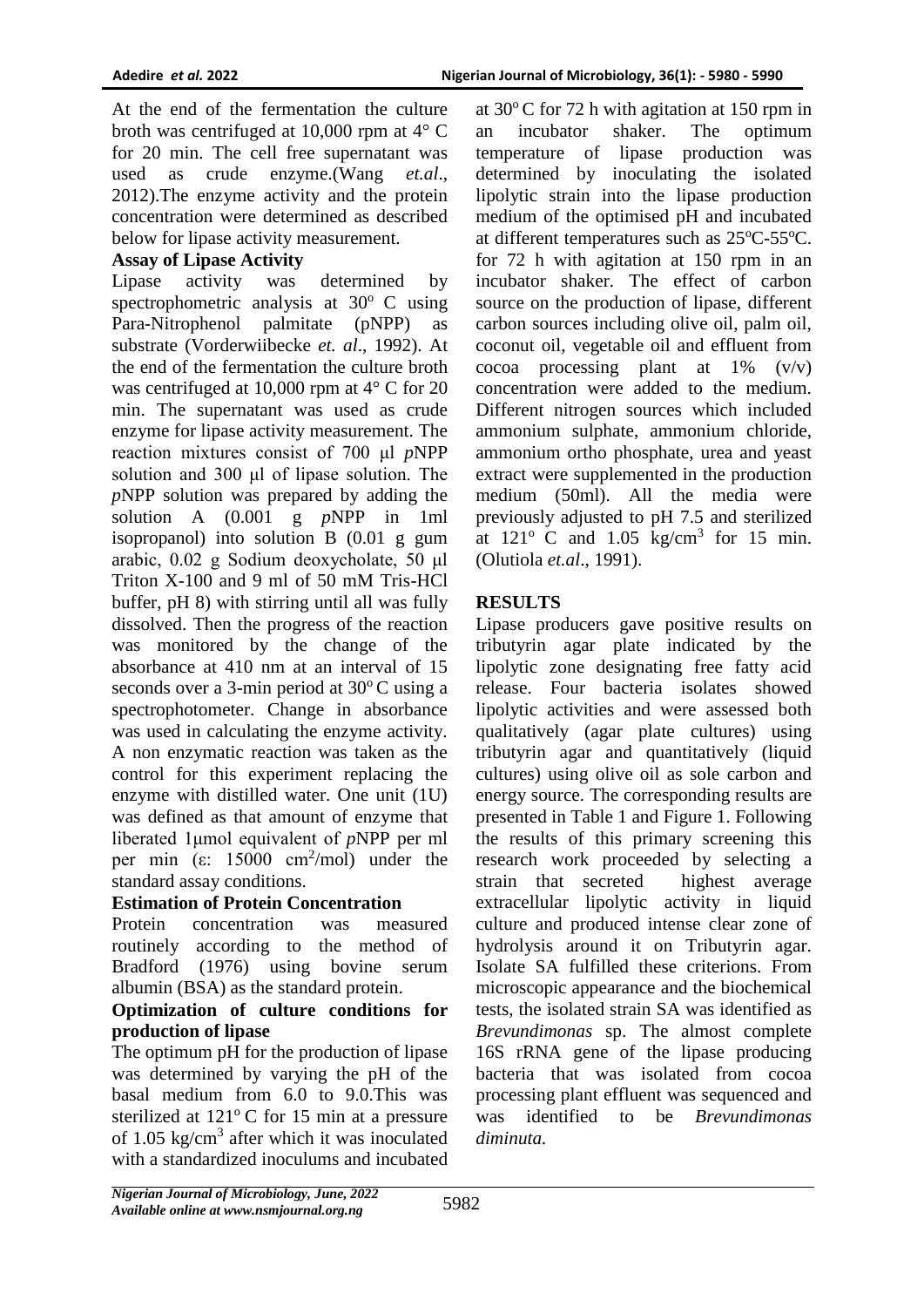At the end of the fermentation the culture broth was centrifuged at 10,000 rpm at 4° C for 20 min. The cell free supernatant was used as crude enzyme.(Wang *et.al*., 2012).The enzyme activity and the protein concentration were determined as described below for lipase activity measurement.

**Assay of Lipase Activity**

Lipase activity was determined by spectrophotometric analysis at 30$^o$ C using Para-Nitrophenol palmitate (pNPP) as substrate (Vorderwiibecke *et. al*., 1992). At the end of the fermentation the culture broth was centrifuged at 10,000 rpm at 4° C for 20 min. The supernatant was used as crude enzyme for lipase activity measurement. The reaction mixtures consist of 700 μl *p*NPP solution and 300 μl of lipase solution. The *p*NPP solution was prepared by adding the solution A (0.001 g *p*NPP in 1ml isopropanol) into solution B (0.01 g gum arabic, 0.02 g Sodium deoxycholate, 50 μl Triton X-100 and 9 ml of 50 mM Tris-HCl buffer, pH 8) with stirring until all was fully dissolved. Then the progress of the reaction was monitored by the change of the absorbance at 410 nm at an interval of 15 seconds over a 3-min period at 30$^o$ C using a spectrophotometer. Change in absorbance was used in calculating the enzyme activity. A non enzymatic reaction was taken as the control for this experiment replacing the enzyme with distilled water. One unit (1U) was defined as that amount of enzyme that liberated 1μmol equivalent of *p*NPP per ml per min (ε: 15000 $cm^2$/mol) under the standard assay conditions.

**Estimation of Protein Concentration**

Protein concentration was measured routinely according to the method of Bradford (1976) using bovine serum albumin (BSA) as the standard protein.

**Optimization of culture conditions for production of lipase**

The optimum pH for the production of lipase was determined by varying the pH of the basal medium from 6.0 to 9.0.This was sterilized at 121$^o$ C for 15 min at a pressure of 1.05 kg/$cm^3$ after which it was inoculated with a standardized inoculums and incubated at 30$^o$ C for 72 h with agitation at 150 rpm in an incubator shaker. The optimum temperature of lipase production was determined by inoculating the isolated lipolytic strain into the lipase production medium of the optimised pH and incubated at different temperatures such as 25$^o$C-55$^o$C. for 72 h with agitation at 150 rpm in an incubator shaker. The effect of carbon source on the production of lipase, different carbon sources including olive oil, palm oil, coconut oil, vegetable oil and effluent from cocoa processing plant at 1% (v/v) concentration were added to the medium. Different nitrogen sources which included ammonium sulphate, ammonium chloride, ammonium ortho phosphate, urea and yeast extract were supplemented in the production medium (50ml). All the media were previously adjusted to pH 7.5 and sterilized at 121$^o$ C and 1.05 kg/$cm^3$ for 15 min. (Olutiola *et.al*., 1991).

## RESULTS

Lipase producers gave positive results on tributyrin agar plate indicated by the lipolytic zone designating free fatty acid release. Four bacteria isolates showed lipolytic activities and were assessed both qualitatively (agar plate cultures) using tributyrin agar and quantitatively (liquid cultures) using olive oil as sole carbon and energy source. The corresponding results are presented in Table 1 and Figure 1. Following the results of this primary screening this research work proceeded by selecting a strain that secreted highest average extracellular lipolytic activity in liquid culture and produced intense clear zone of hydrolysis around it on Tributyrin agar. Isolate SA fulfilled these criterions. From microscopic appearance and the biochemical tests, the isolated strain SA was identified as *Brevundimonas* sp. The almost complete 16S rRNA gene of the lipase producing bacteria that was isolated from cocoa processing plant effluent was sequenced and was identified to be *Brevundimonas diminuta.*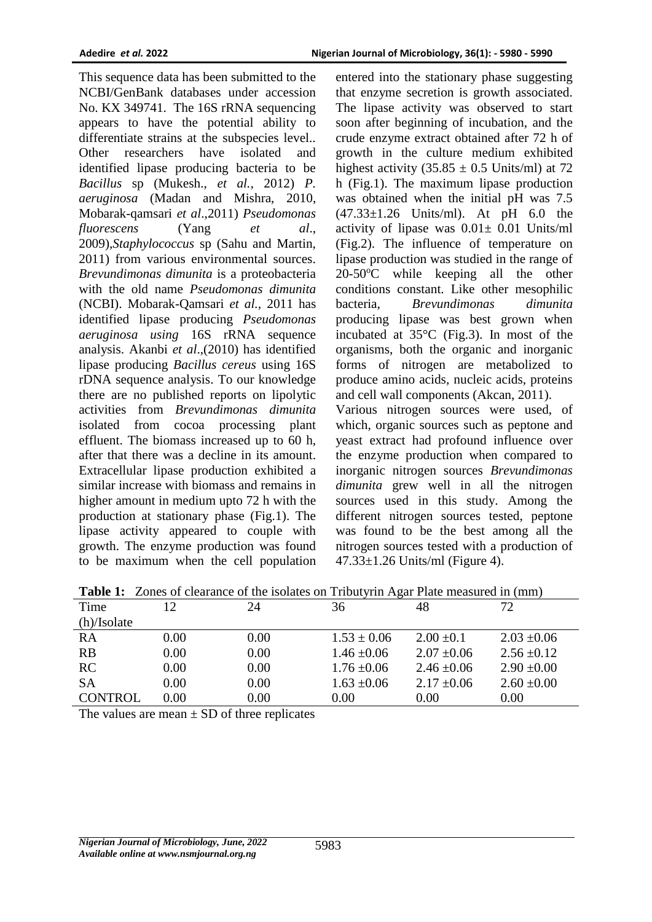This sequence data has been submitted to the NCBI/GenBank databases under accession No. KX 349741. The 16S rRNA sequencing appears to have the potential ability to differentiate strains at the subspecies level.. Other researchers have isolated and identified lipase producing bacteria to be *Bacillus* sp (Mukesh., *et al.*, 2012) *P. aeruginosa* (Madan and Mishra, 2010, Mobarak-qamsari *et al*.,2011) *Pseudomonas fluorescens* (Yang *et al*., 2009),*Staphylococcus* sp (Sahu and Martin, 2011) from various environmental sources. *Brevundimonas dimunita* is a proteobacteria with the old name *Pseudomonas dimunita* (NCBI). Mobarak-Qamsari *et al.*, 2011 has identified lipase producing *Pseudomonas aeruginosa using* 16S rRNA sequence analysis. Akanbi *et al*.,(2010) has identified lipase producing *Bacillus cereus* using 16S rDNA sequence analysis. To our knowledge there are no published reports on lipolytic activities from *Brevundimonas dimunita* isolated from cocoa processing plant effluent. The biomass increased up to 60 h, after that there was a decline in its amount. Extracellular lipase production exhibited a similar increase with biomass and remains in higher amount in medium upto 72 h with the production at stationary phase (Fig.1). The lipase activity appeared to couple with growth. The enzyme production was found to be maximum when the cell population entered into the stationary phase suggesting that enzyme secretion is growth associated. The lipase activity was observed to start soon after beginning of incubation, and the crude enzyme extract obtained after 72 h of growth in the culture medium exhibited highest activity (35.85 ± 0.5 Units/ml) at 72 h (Fig.1). The maximum lipase production was obtained when the initial pH was 7.5 (47.33±1.26 Units/ml). At pH 6.0 the activity of lipase was 0.01± 0.01 Units/ml (Fig.2). The influence of temperature on lipase production was studied in the range of 20-50$^{o}$C while keeping all the other conditions constant. Like other mesophilic bacteria, *Brevundimonas dimunita* producing lipase was best grown when incubated at 35°C (Fig.3). In most of the organisms, both the organic and inorganic forms of nitrogen are metabolized to produce amino acids, nucleic acids, proteins and cell wall components (Akcan, 2011).

Various nitrogen sources were used, of which, organic sources such as peptone and yeast extract had profound influence over the enzyme production when compared to inorganic nitrogen sources *Brevundimonas dimunita* grew well in all the nitrogen sources used in this study. Among the different nitrogen sources tested, peptone was found to be the best among all the nitrogen sources tested with a production of 47.33±1.26 Units/ml (Figure 4).

**Table 1:** Zones of clearance of the isolates on Tributyrin Agar Plate measured in (mm)

| Time (h)/Isolate | 12 | 24 | 36 | 48 | 72 |
|---|---|---|---|---|---|
| RA | 0.00 | 0.00 | 1.53 ± 0.06 | 2.00 ±0.1 | 2.03 ±0.06 |
| RB | 0.00 | 0.00 | 1.46 ±0.06 | 2.07 ±0.06 | 2.56 ±0.12 |
| RC | 0.00 | 0.00 | 1.76 ±0.06 | 2.46 ±0.06 | 2.90 ±0.00 |
| SA | 0.00 | 0.00 | 1.63 ±0.06 | 2.17 ±0.06 | 2.60 ±0.00 |
| CONTROL | 0.00 | 0.00 | 0.00 | 0.00 | 0.00 |

The values are mean ± SD of three replicates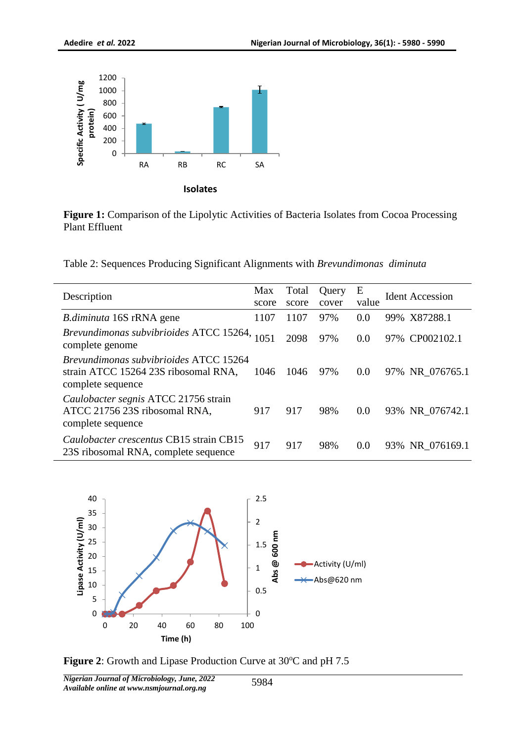**Figure 1:** Comparison of the Lipolytic Activities of Bacteria Isolates from Cocoa Processing Plant Effluent

Table 2: Sequences Producing Significant Alignments with *Brevundimonas diminuta*

| Description | Max score | Total score | Query cover | E value | Ident | Accession |
|---|---|---|---|---|---|---|
| *B.diminuta* 16S rRNA gene | 1107 | 1107 | 97% | 0.0 | 99% | X87288.1 |
| *Brevundimonas subvibrioides* ATCC 15264, complete genome | 1051 | 2098 | 97% | 0.0 | 97% | CP002102.1 |
| *Brevundimonas subvibrioides* ATCC 15264 strain ATCC 15264 23S ribosomal RNA, complete sequence | 1046 | 1046 | 97% | 0.0 | 97% | NR_076765.1 |
| *Caulobacter segnis* ATCC 21756 strain ATCC 21756 23S ribosomal RNA, complete sequence | 917 | 917 | 98% | 0.0 | 93% | NR_076742.1 |
| *Caulobacter crescentus* CB15 strain CB15 23S ribosomal RNA, complete sequence | 917 | 917 | 98% | 0.0 | 93% | NR_076169.1 |

**Figure 2**: Growth and Lipase Production Curve at 30°C and pH 7.5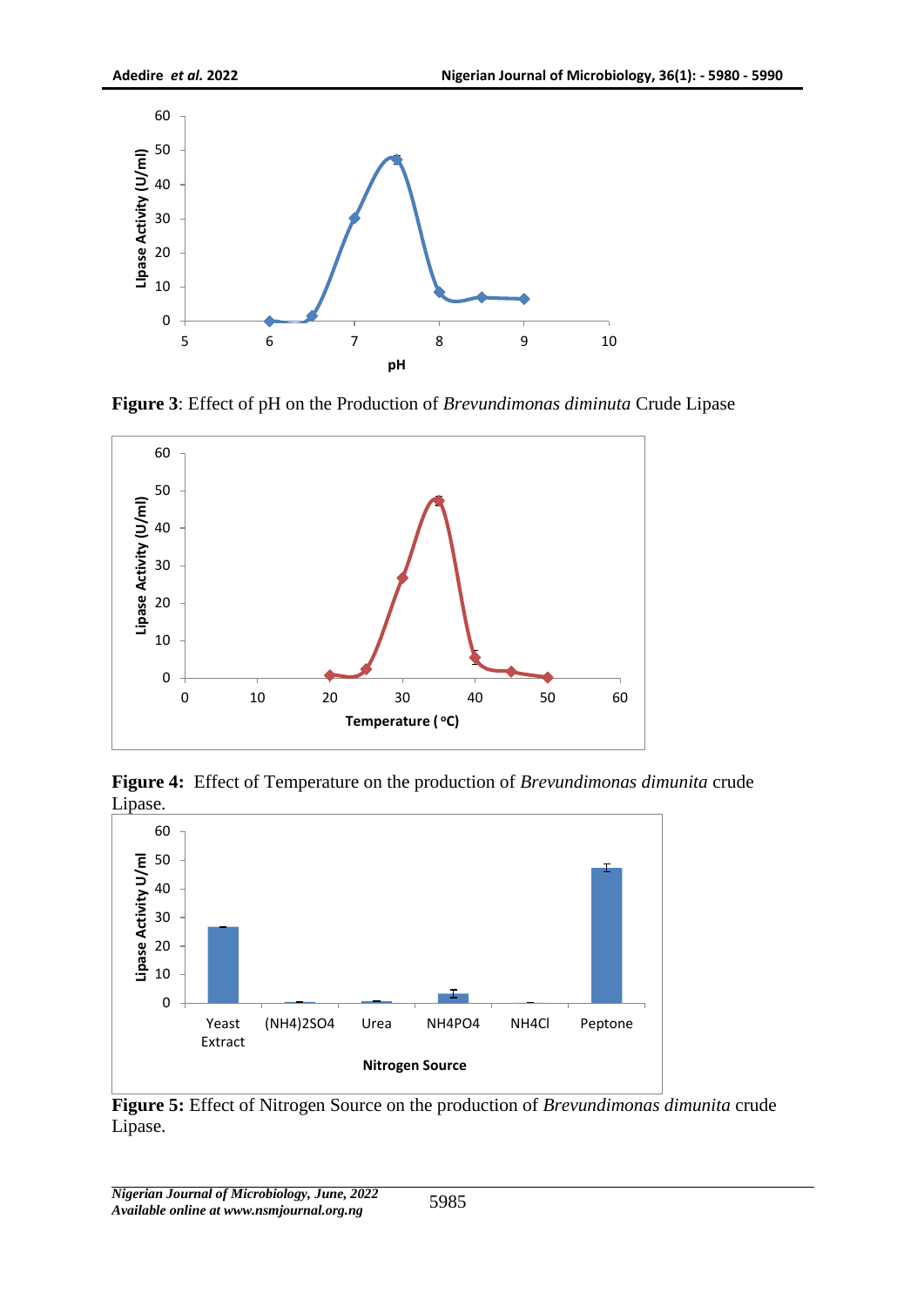**Figure 3**: Effect of pH on the Production of *Brevundimonas diminuta* Crude Lipase

**Figure 4:** Effect of Temperature on the production of *Brevundimonas dimunita* crude Lipase.

**Figure 5:** Effect of Nitrogen Source on the production of *Brevundimonas dimunita* crude Lipase.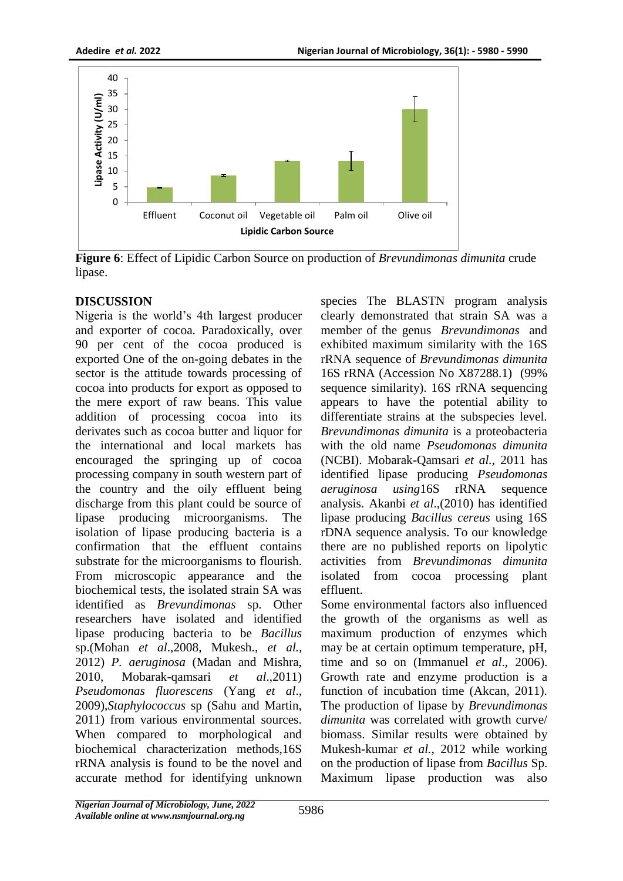**Figure 6**: Effect of Lipidic Carbon Source on production of *Brevundimonas dimunita* crude lipase.

## DISCUSSION

Nigeria is the world's 4th largest producer and exporter of cocoa. Paradoxically, over 90 per cent of the cocoa produced is exported One of the on-going debates in the sector is the attitude towards processing of cocoa into products for export as opposed to the mere export of raw beans. This value addition of processing cocoa into its derivates such as cocoa butter and liquor for the international and local markets has encouraged the springing up of cocoa processing company in south western part of the country and the oily effluent being discharge from this plant could be source of lipase producing microorganisms. The isolation of lipase producing bacteria is a confirmation that the effluent contains substrate for the microorganisms to flourish. From microscopic appearance and the biochemical tests, the isolated strain SA was identified as *Brevundimonas* sp. Other researchers have isolated and identified lipase producing bacteria to be *Bacillus* sp.(Mohan *et al*.,2008, Mukesh., *et al.*, 2012) *P. aeruginosa* (Madan and Mishra, 2010, Mobarak-qamsari *et al*.,2011) *Pseudomonas fluorescens* (Yang *et al*., 2009),*Staphylococcus* sp (Sahu and Martin, 2011) from various environmental sources. When compared to morphological and biochemical characterization methods,16S rRNA analysis is found to be the novel and accurate method for identifying unknown species The BLASTN program analysis clearly demonstrated that strain SA was a member of the genus *Brevundimonas* and exhibited maximum similarity with the 16S rRNA sequence of *Brevundimonas dimunita* 16S rRNA (Accession No X87288.1) (99% sequence similarity). 16S rRNA sequencing appears to have the potential ability to differentiate strains at the subspecies level. *Brevundimonas dimunita* is a proteobacteria with the old name *Pseudomonas dimunita* (NCBI). Mobarak-Qamsari *et al.*, 2011 has identified lipase producing *Pseudomonas aeruginosa using*16S rRNA sequence analysis. Akanbi *et al*.,(2010) has identified lipase producing *Bacillus cereus* using 16S rDNA sequence analysis. To our knowledge there are no published reports on lipolytic activities from *Brevundimonas dimunita* isolated from cocoa processing plant effluent.

Some environmental factors also influenced the growth of the organisms as well as maximum production of enzymes which may be at certain optimum temperature, pH, time and so on (Immanuel *et al*., 2006). Growth rate and enzyme production is a function of incubation time (Akcan, 2011). The production of lipase by *Brevundimonas dimunita* was correlated with growth curve/ biomass. Similar results were obtained by Mukesh-kumar *et al.*, 2012 while working on the production of lipase from *Bacillus* Sp. Maximum lipase production was also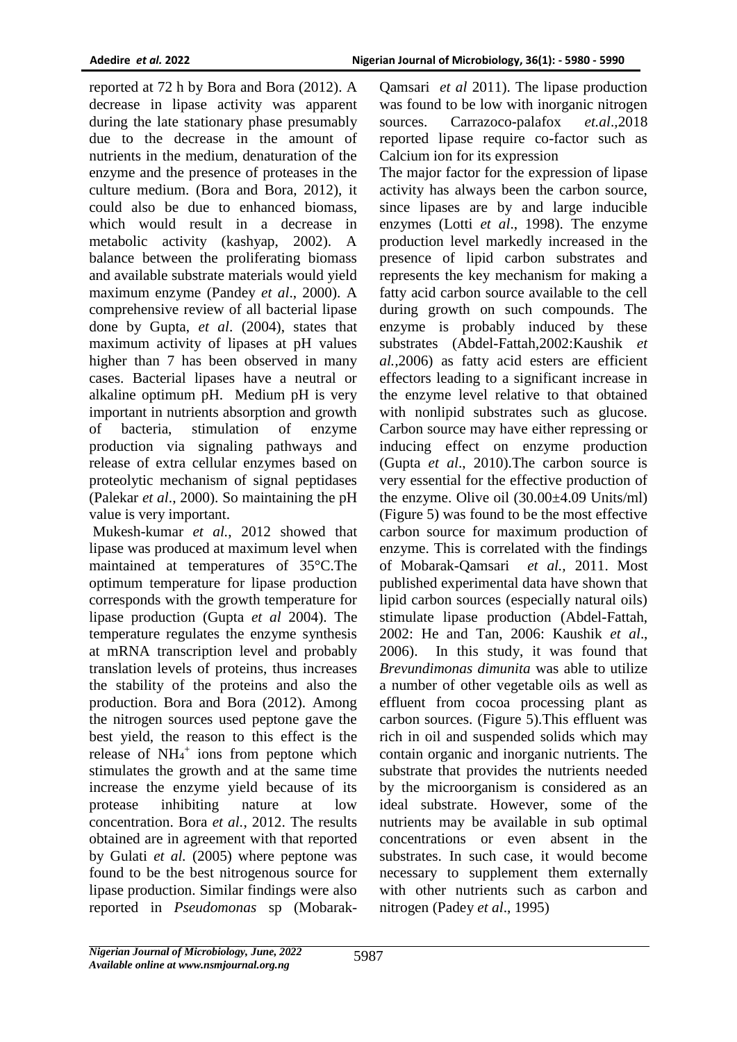reported at 72 h by Bora and Bora (2012). A decrease in lipase activity was apparent during the late stationary phase presumably due to the decrease in the amount of nutrients in the medium, denaturation of the enzyme and the presence of proteases in the culture medium. (Bora and Bora, 2012), it could also be due to enhanced biomass, which would result in a decrease in metabolic activity (kashyap, 2002). A balance between the proliferating biomass and available substrate materials would yield maximum enzyme (Pandey *et al*., 2000). A comprehensive review of all bacterial lipase done by Gupta, *et al*. (2004), states that maximum activity of lipases at pH values higher than 7 has been observed in many cases. Bacterial lipases have a neutral or alkaline optimum pH. Medium pH is very important in nutrients absorption and growth of bacteria, stimulation of enzyme production via signaling pathways and release of extra cellular enzymes based on proteolytic mechanism of signal peptidases (Palekar *et al*., 2000). So maintaining the pH value is very important.

Mukesh-kumar *et al.*, 2012 showed that lipase was produced at maximum level when maintained at temperatures of 35°C.The optimum temperature for lipase production corresponds with the growth temperature for lipase production (Gupta *et al* 2004). The temperature regulates the enzyme synthesis at mRNA transcription level and probably translation levels of proteins, thus increases the stability of the proteins and also the production. Bora and Bora (2012). Among the nitrogen sources used peptone gave the best yield, the reason to this effect is the release of $NH_4^+$ ions from peptone which stimulates the growth and at the same time increase the enzyme yield because of its protease inhibiting nature at low concentration. Bora *et al.*, 2012. The results obtained are in agreement with that reported by Gulati *et al.* (2005) where peptone was found to be the best nitrogenous source for lipase production. Similar findings were also reported in *Pseudomonas* sp (Mobarak-Qamsari *et al* 2011). The lipase production was found to be low with inorganic nitrogen sources. Carrazoco-palafox *et.al*.,2018 reported lipase require co-factor such as Calcium ion for its expression

The major factor for the expression of lipase activity has always been the carbon source, since lipases are by and large inducible enzymes (Lotti *et al*., 1998). The enzyme production level markedly increased in the presence of lipid carbon substrates and represents the key mechanism for making a fatty acid carbon source available to the cell during growth on such compounds. The enzyme is probably induced by these substrates (Abdel-Fattah,2002:Kaushik *et al.*,2006) as fatty acid esters are efficient effectors leading to a significant increase in the enzyme level relative to that obtained with nonlipid substrates such as glucose. Carbon source may have either repressing or inducing effect on enzyme production (Gupta *et al*., 2010).The carbon source is very essential for the effective production of the enzyme. Olive oil (30.00±4.09 Units/ml) (Figure 5) was found to be the most effective carbon source for maximum production of enzyme. This is correlated with the findings of Mobarak-Qamsari *et al.*, 2011. Most published experimental data have shown that lipid carbon sources (especially natural oils) stimulate lipase production (Abdel-Fattah, 2002: He and Tan, 2006: Kaushik *et al*., 2006). In this study, it was found that *Brevundimonas dimunita* was able to utilize a number of other vegetable oils as well as effluent from cocoa processing plant as carbon sources. (Figure 5).This effluent was rich in oil and suspended solids which may contain organic and inorganic nutrients. The substrate that provides the nutrients needed by the microorganism is considered as an ideal substrate. However, some of the nutrients may be available in sub optimal concentrations or even absent in the substrates. In such case, it would become necessary to supplement them externally with other nutrients such as carbon and nitrogen (Padey *et al*., 1995)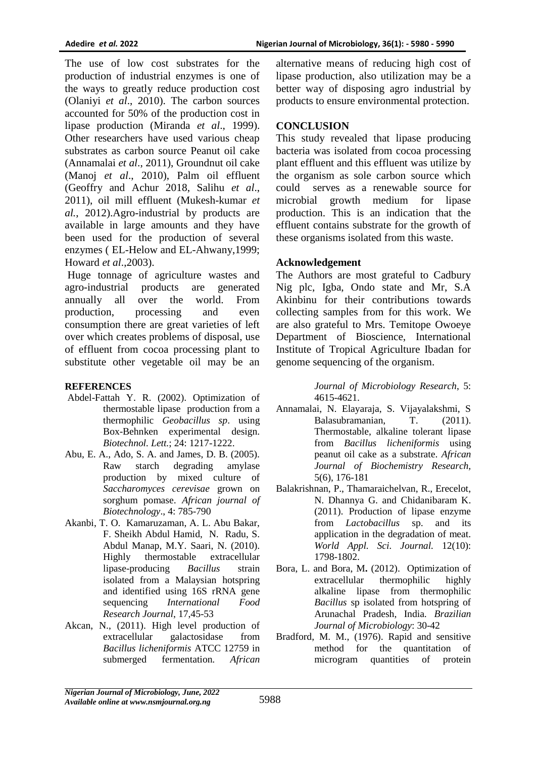The use of low cost substrates for the production of industrial enzymes is one of the ways to greatly reduce production cost (Olaniyi *et al*., 2010). The carbon sources accounted for 50% of the production cost in lipase production (Miranda *et al*., 1999). Other researchers have used various cheap substrates as carbon source Peanut oil cake (Annamalai *et al*., 2011), Groundnut oil cake (Manoj *et al*., 2010), Palm oil effluent (Geoffry and Achur 2018, Salihu *et al*., 2011), oil mill effluent (Mukesh-kumar *et al.*, 2012).Agro-industrial by products are available in large amounts and they have been used for the production of several enzymes ( EL-Helow and EL-Ahwany,1999; Howard *et al*.,2003).

Huge tonnage of agriculture wastes and agro-industrial products are generated annually all over the world. From production, processing and even consumption there are great varieties of left over which creates problems of disposal, use of effluent from cocoa processing plant to substitute other vegetable oil may be an alternative means of reducing high cost of lipase production, also utilization may be a better way of disposing agro industrial by products to ensure environmental protection.

## CONCLUSION

This study revealed that lipase producing bacteria was isolated from cocoa processing plant effluent and this effluent was utilize by the organism as sole carbon source which could serves as a renewable source for microbial growth medium for lipase production. This is an indication that the effluent contains substrate for the growth of these organisms isolated from this waste.

## Acknowledgement

The Authors are most grateful to Cadbury Nig plc, Igba, Ondo state and Mr, S.A Akinbinu for their contributions towards collecting samples from for this work. We are also grateful to Mrs. Temitope Owoeye Department of Bioscience, International Institute of Tropical Agriculture Ibadan for genome sequencing of the organism.

## REFERENCES

Abdel-Fattah Y. R. (2002). Optimization of thermostable lipase production from a thermophilic *Geobacillus sp*. using Box-Behnken experimental design. *Biotechnol. Lett.*; 24: 1217-1222.

Abu, E. A., Ado, S. A. and James, D. B. (2005). Raw starch degrading amylase production by mixed culture of *Saccharomyces cerevisae* grown on sorghum pomase. *African journal of Biotechnology*., 4: 785-790

Akanbi, T. O. Kamaruzaman, A. L. Abu Bakar, F. Sheikh Abdul Hamid, N. Radu, S. Abdul Manap, M.Y. Saari, N. (2010). Highly thermostable extracellular lipase-producing *Bacillus* strain isolated from a Malaysian hotspring and identified using 16S rRNA gene sequencing *International Food Research Journal*, 17,45-53

Akcan, N., (2011). High level production of extracellular galactosidase from *Bacillus licheniformis* ATCC 12759 in submerged fermentation. *African Journal of Microbiology Research*, 5: 4615-4621.

Annamalai, N. Elayaraja, S. Vijayalakshmi, S Balasubramanian, T. (2011). Thermostable, alkaline tolerant lipase from *Bacillus licheniformis* using peanut oil cake as a substrate. *African Journal of Biochemistry Research*, 5(6), 176-181

Balakrishnan, P., Thamaraichelvan, R., Erecelot, N. Dhannya G. and Chidanibaram K. (2011). Production of lipase enzyme from *Lactobacillus* sp. and its application in the degradation of meat. *World Appl. Sci. Journal.* 12(10): 1798-1802.

Bora, L. and Bora, M**.** (2012). Optimization of extracellular thermophilic highly alkaline lipase from thermophilic *Bacillus* sp isolated from hotspring of Arunachal Pradesh, India. *Brazilian Journal of Microbiology*: 30-42

Bradford, M. M., (1976). Rapid and sensitive method for the quantitation of microgram quantities of protein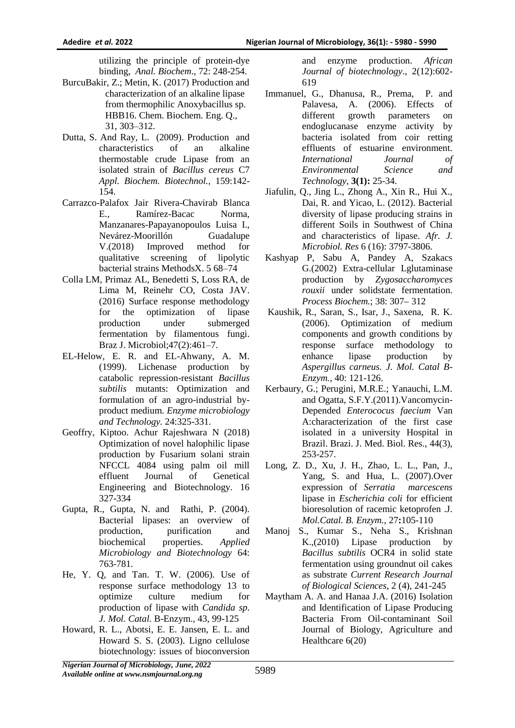utilizing the principle of protein-dye binding, *Anal. Biochem*., 72: 248-254.

BurcuBakir, Z.; Metin, K. (2017) Production and characterization of an alkaline lipase from thermophilic Anoxybacillus sp. HBB16. Chem. Biochem. Eng. Q., 31, 303–312.

Dutta, S. And Ray, L. (2009). Production and characteristics of an alkaline thermostable crude Lipase from an isolated strain of *Bacillus cereus* C7 *Appl. Biochem. Biotechnol.*, 159:142-154.

Carrazco-Palafox Jair Rivera-Chavirab Blanca E., Ramírez-Bacac Norma, Manzanares-Papayanopoulos Luisa I., Nevárez-Moorillón Guadalupe V.(2018) Improved method for qualitative screening of lipolytic bacterial strains MethodsX. 5 68–74

Colla LM, Primaz AL, Benedetti S, Loss RA, de Lima M, Reinehr CO, Costa JAV. (2016) Surface response methodology for the optimization of lipase production under submerged fermentation by filamentous fungi. Braz J. Microbiol;47(2):461–7.

EL-Helow, E. R. and EL-Ahwany, A. M. (1999). Lichenase production by catabolic repression-resistant *Bacillus subtilis* mutants: Optimization and formulation of an agro-industrial by-product medium. *Enzyme microbiology and Technology*. 24:325-331.

Geoffry, Kiptoo. Achur Rajeshwara N (2018) Optimization of novel halophilic lipase production by Fusarium solani strain NFCCL 4084 using palm oil mill effluent Journal of Genetical Engineering and Biotechnology. 16 327-334

Gupta, R., Gupta, N. and Rathi, P. (2004). Bacterial lipases: an overview of production, purification and biochemical properties. *Applied Microbiology and Biotechnology* 64: 763-781.

He, Y. Q, and Tan. T. W. (2006). Use of response surface methodology 13 to optimize culture medium for production of lipase with *Candida sp*. *J. Mol. Catal*. B-Enzym., 43, 99-125

Howard, R. L., Abotsi, E. E. Jansen, E. L. and Howard S. S. (2003). Ligno cellulose biotechnology: issues of bioconversion and enzyme production. *African Journal of biotechnology*., 2(12):602-619

Immanuel, G., Dhanusa, R., Prema, P. and Palavesa, A. (2006). Effects of different growth parameters on endoglucanase enzyme activity by bacteria isolated from coir retting effluents of estuarine environment. *International Journal of Environmental Science and Technology*, **3(1):** 25-34.

Jiafulin, Q., Jing L., Zhong A., Xin R., Hui X., Dai, R. and Yicao, L. (2012). Bacterial diversity of lipase producing strains in different Soils in Southwest of China and characteristics of lipase. *Afr. J. Microbiol. Res* 6 (16): 3797-3806.

Kashyap P, Sabu A, Pandey A, Szakacs G.(2002) Extra-cellular Lglutaminase production by *Zygosaccharomyces rouxii* under solidstate fermentation. *Process Biochem.*; 38: 307– 312

Kaushik, R., Saran, S., Isar, J., Saxena, R. K. (2006). Optimization of medium components and growth conditions by response surface methodology to enhance lipase production by *Aspergillus carneus. J. Mol. Catal B-Enzym.*, 40: 121-126.

Kerbaury, G.; Perugini, M.R.E.; Yanauchi, L.M. and Ogatta, S.F.Y.(2011).Vancomycin-Depended *Enterococus faecium* Van A:characterization of the first case isolated in a university Hospital in Brazil. Brazi. J. Med. Biol. Res., 44(3), 253-257.

Long, Z. D., Xu, J. H., Zhao, L. L., Pan, J., Yang, S. and Hua, L. (2007).Over expression of *Serratia marcescens* lipase in *Escherichia coli* for efficient bioresolution of racemic ketoprofen .J. *Mol.Catal. B. Enzym.*, 27**:**105-110

Manoj S., Kumar S., Neha S., Krishnan K.,(2010) Lipase production by *Bacillus subtilis* OCR4 in solid state fermentation using groundnut oil cakes as substrate *Current Research Journal of Biological Sciences*, 2 (4), 241-245

Maytham A. A. and Hanaa J.A. (2016) Isolation and Identification of Lipase Producing Bacteria From Oil-contaminant Soil Journal of Biology, Agriculture and Healthcare 6(20)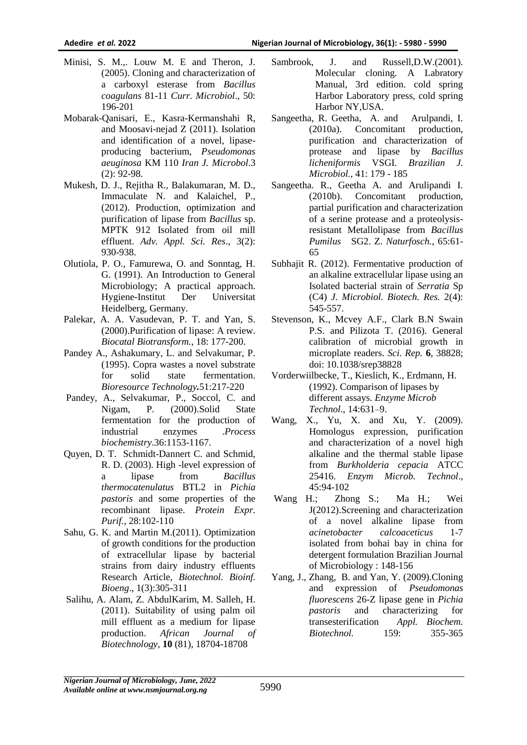Minisi, S. M.,. Louw M. E and Theron, J. (2005). Cloning and characterization of a carboxyl esterase from *Bacillus coagulans* 81-11 *Curr. Microbiol*., 50: 196-201

Mobarak-Qanisari, E., Kasra-Kermanshahi R, and Moosavi-nejad Z (2011). Isolation and identification of a novel, lipase-producing bacterium, *Pseudomonas aeuginosa* KM 110 *Iran J. Microbol*.3 (2): 92-98.

Mukesh, D. J., Rejitha R., Balakumaran, M. D., Immaculate N. and Kalaichel, P., (2012). Production, optimization and purification of lipase from *Bacillus* sp. MPTK 912 Isolated from oil mill effluent. *Adv. Appl. Sci. Res*., 3(2): 930-938.

Olutiola, P. O., Famurewa, O. and Sonntag, H. G. (1991). An Introduction to General Microbiology; A practical approach. Hygiene-Institut Der Universitat Heidelberg, Germany.

Palekar, A. A. Vasudevan, P. T. and Yan, S. (2000).Purification of lipase: A review. *Biocatal Biotransform.*, 18: 177-200.

Pandey A., Ashakumary, L. and Selvakumar, P. (1995). Copra wastes a novel substrate for solid state fermentation. *Bioresource Technology.*51:217-220

Pandey, A., Selvakumar, P., Soccol, C. and Nigam, P. (2000).Solid State fermentation for the production of industrial enzymes .*Process biochemistry*.36:1153-1167.

Quyen, D. T. Schmidt-Dannert C. and Schmid, R. D. (2003). High -level expression of a lipase from *Bacillus thermocatenulatus* BTL2 in *Pichia pastoris* and some properties of the recombinant lipase. *Protein Expr. Purif.*, 28:102-110

Sahu, G. K. and Martin M.(2011). Optimization of growth conditions for the production of extracellular lipase by bacterial strains from dairy industry effluents Research Article, *Biotechnol. Bioinf. Bioeng*., 1(3):305-311

Salihu, A. Alam, Z. AbdulKarim, M. Salleh, H. (2011). Suitability of using palm oil mill effluent as a medium for lipase production. *African Journal of Biotechnology*, **10** (81), 18704-18708

Sambrook, J. and Russell,D.W.(2001). Molecular cloning. A Labratory Manual, 3rd edition. cold spring Harbor Laboratory press, cold spring Harbor NY,USA.

Sangeetha, R. Geetha, A. and Arulpandi, I. (2010a). Concomitant production, purification and characterization of protease and lipase by *Bacillus licheniformis* VSGI. *Brazilian J. Microbiol.*, 41: 179 - 185

Sangeetha. R., Geetha A. and Arulipandi I. (2010b). Concomitant production, partial purification and characterization of a serine protease and a proteolysis-resistant Metallolipase from *Bacillus Pumilus* SG2. Z. *Naturfosch.*, 65:61-65

Subhajit R. (2012). Fermentative production of an alkaline extracellular lipase using an Isolated bacterial strain of *Serratia* Sp (C4) *J. Microbiol. Biotech. Res.* 2(4): 545-557.

Stevenson, K., Mcvey A.F., Clark B.N Swain P.S. and Pilizota T. (2016). General calibration of microbial growth in microplate readers. *Sci. Rep.* **6**, 38828; doi: 10.1038/srep38828

Vorderwiilbecke, T., Kieslich, K., Erdmann, H. (1992). Comparison of lipases by different assays. *Enzyme Microb Technol*., 14:631–9.

Wang, X., Yu, X. and Xu, Y. (2009). Homologus expression, purification and characterization of a novel high alkaline and the thermal stable lipase from *Burkholderia cepacia* ATCC 25416. *Enzym Microb. Technol*., 45:94-102

Wang H.; Zhong S.; Ma H.; Wei J(2012).Screening and characterization of a novel alkaline lipase from *acinetobacter calcoaceticus* 1-7 isolated from bohai bay in china for detergent formulation Brazilian Journal of Microbiology : 148-156

Yang, J., Zhang, B. and Yan, Y. (2009).Cloning and expression of *Pseudomonas fluorescens* 26-Z lipase gene in *Pichia pastoris* and characterizing for transesterification *Appl. Biochem. Biotechnol.* 159: 355-365